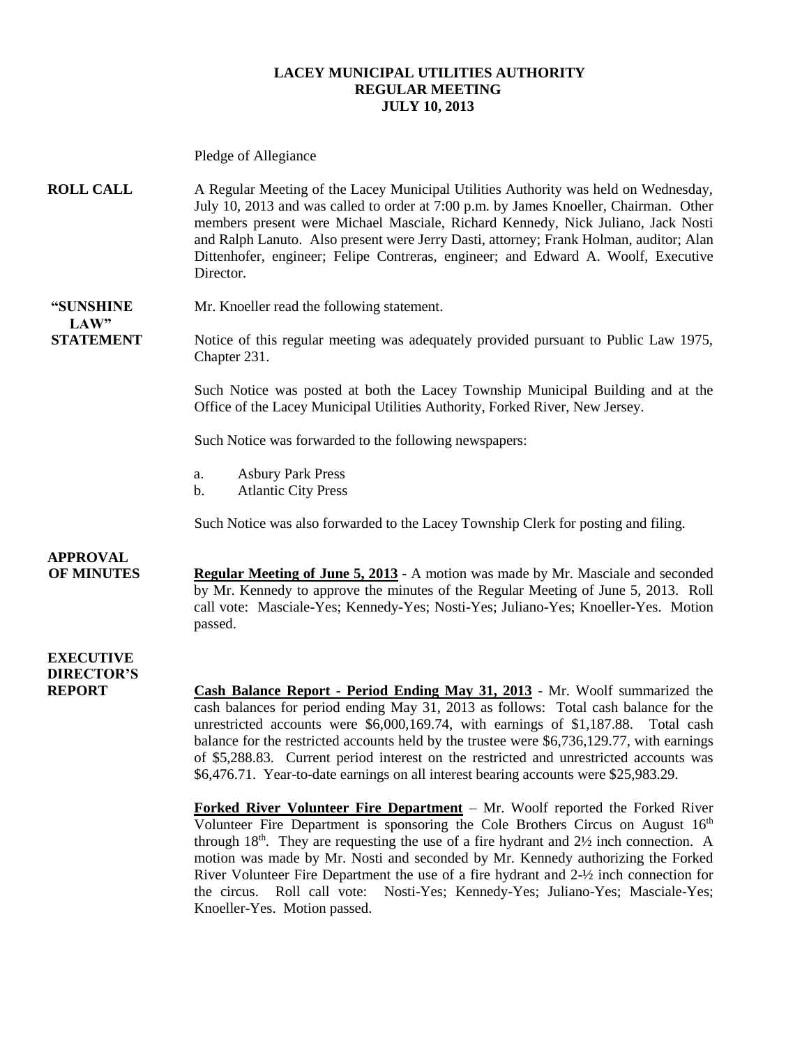**LACEY MUNICIPAL UTILITIES AUTHORITY**
**REGULAR MEETING**
**JULY 10, 2013**

Pledge of Allegiance

**ROLL CALL**

A Regular Meeting of the Lacey Municipal Utilities Authority was held on Wednesday, July 10, 2013 and was called to order at 7:00 p.m. by James Knoeller, Chairman. Other members present were Michael Masciale, Richard Kennedy, Nick Juliano, Jack Nosti and Ralph Lanuto. Also present were Jerry Dasti, attorney; Frank Holman, auditor; Alan Dittenhofer, engineer; Felipe Contreras, engineer; and Edward A. Woolf, Executive Director.

**"SUNSHINE LAW" STATEMENT**

Mr. Knoeller read the following statement.

Notice of this regular meeting was adequately provided pursuant to Public Law 1975, Chapter 231.

Such Notice was posted at both the Lacey Township Municipal Building and at the Office of the Lacey Municipal Utilities Authority, Forked River, New Jersey.

Such Notice was forwarded to the following newspapers:

a. Asbury Park Press
b. Atlantic City Press

Such Notice was also forwarded to the Lacey Township Clerk for posting and filing.

**APPROVAL OF MINUTES**

**Regular Meeting of June 5, 2013 -** A motion was made by Mr. Masciale and seconded by Mr. Kennedy to approve the minutes of the Regular Meeting of June 5, 2013. Roll call vote: Masciale-Yes; Kennedy-Yes; Nosti-Yes; Juliano-Yes; Knoeller-Yes. Motion passed.

**EXECUTIVE DIRECTOR'S REPORT**

**Cash Balance Report - Period Ending May 31, 2013** - Mr. Woolf summarized the cash balances for period ending May 31, 2013 as follows: Total cash balance for the unrestricted accounts were $6,000,169.74, with earnings of $1,187.88. Total cash balance for the restricted accounts held by the trustee were $6,736,129.77, with earnings of $5,288.83. Current period interest on the restricted and unrestricted accounts was $6,476.71. Year-to-date earnings on all interest bearing accounts were $25,983.29.

**Forked River Volunteer Fire Department** – Mr. Woolf reported the Forked River Volunteer Fire Department is sponsoring the Cole Brothers Circus on August 16th through 18th. They are requesting the use of a fire hydrant and 2½ inch connection. A motion was made by Mr. Nosti and seconded by Mr. Kennedy authorizing the Forked River Volunteer Fire Department the use of a fire hydrant and 2-½ inch connection for the circus. Roll call vote: Nosti-Yes; Kennedy-Yes; Juliano-Yes; Masciale-Yes; Knoeller-Yes. Motion passed.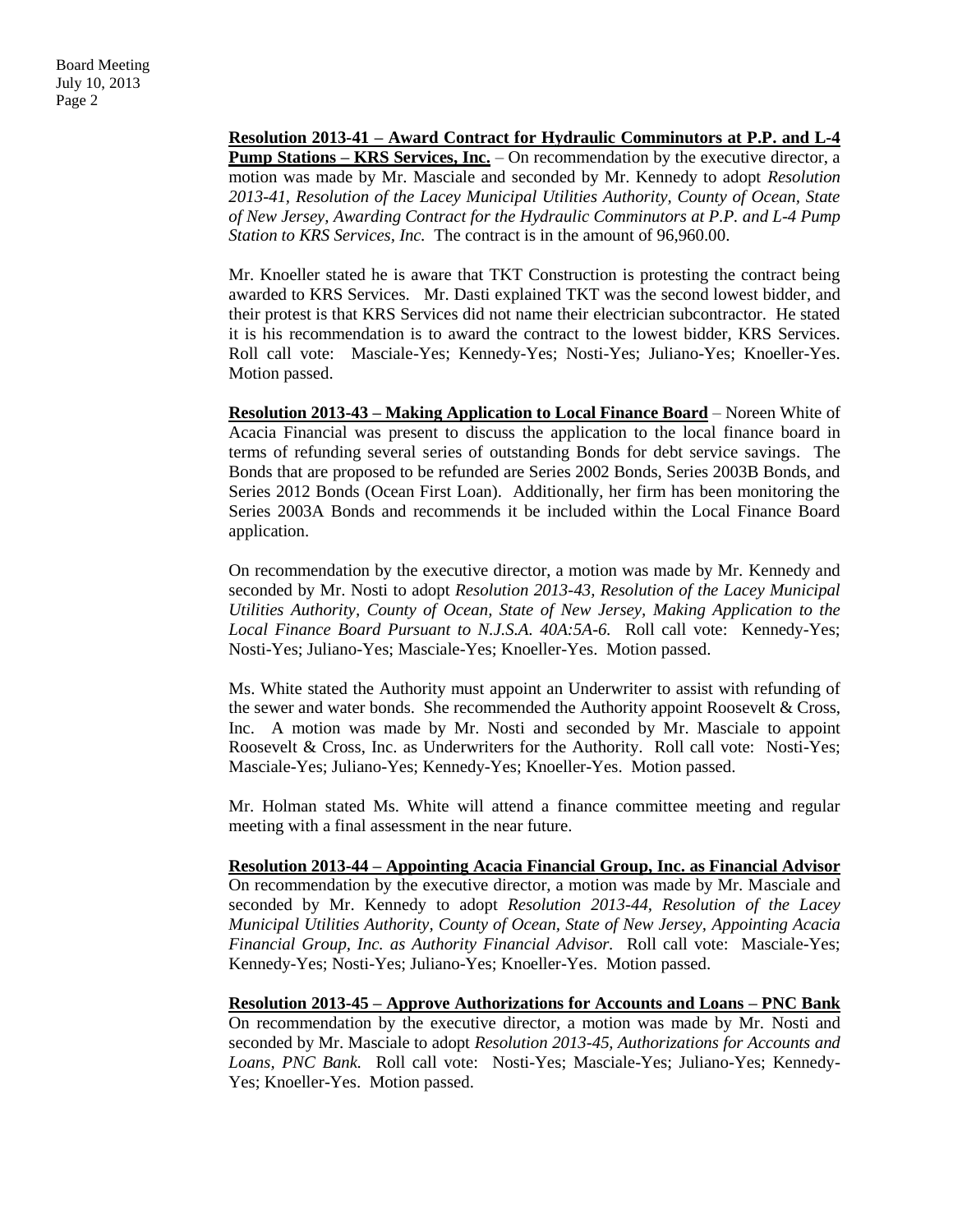**Resolution 2013-41 – Award Contract for Hydraulic Comminutors at P.P. and L-4 Pump Stations – KRS Services, Inc.** – On recommendation by the executive director, a motion was made by Mr. Masciale and seconded by Mr. Kennedy to adopt *Resolution 2013-41, Resolution of the Lacey Municipal Utilities Authority, County of Ocean, State of New Jersey, Awarding Contract for the Hydraulic Comminutors at P.P. and L-4 Pump Station to KRS Services, Inc.* The contract is in the amount of 96,960.00.

Mr. Knoeller stated he is aware that TKT Construction is protesting the contract being awarded to KRS Services. Mr. Dasti explained TKT was the second lowest bidder, and their protest is that KRS Services did not name their electrician subcontractor. He stated it is his recommendation is to award the contract to the lowest bidder, KRS Services. Roll call vote: Masciale-Yes; Kennedy-Yes; Nosti-Yes; Juliano-Yes; Knoeller-Yes. Motion passed.

**Resolution 2013-43 – Making Application to Local Finance Board** – Noreen White of Acacia Financial was present to discuss the application to the local finance board in terms of refunding several series of outstanding Bonds for debt service savings. The Bonds that are proposed to be refunded are Series 2002 Bonds, Series 2003B Bonds, and Series 2012 Bonds (Ocean First Loan). Additionally, her firm has been monitoring the Series 2003A Bonds and recommends it be included within the Local Finance Board application.

On recommendation by the executive director, a motion was made by Mr. Kennedy and seconded by Mr. Nosti to adopt *Resolution 2013-43, Resolution of the Lacey Municipal Utilities Authority, County of Ocean, State of New Jersey, Making Application to the Local Finance Board Pursuant to N.J.S.A. 40A:5A-6.* Roll call vote: Kennedy-Yes; Nosti-Yes; Juliano-Yes; Masciale-Yes; Knoeller-Yes. Motion passed.

Ms. White stated the Authority must appoint an Underwriter to assist with refunding of the sewer and water bonds. She recommended the Authority appoint Roosevelt & Cross, Inc. A motion was made by Mr. Nosti and seconded by Mr. Masciale to appoint Roosevelt & Cross, Inc. as Underwriters for the Authority. Roll call vote: Nosti-Yes; Masciale-Yes; Juliano-Yes; Kennedy-Yes; Knoeller-Yes. Motion passed.

Mr. Holman stated Ms. White will attend a finance committee meeting and regular meeting with a final assessment in the near future.

**Resolution 2013-44 – Appointing Acacia Financial Group, Inc. as Financial Advisor** On recommendation by the executive director, a motion was made by Mr. Masciale and seconded by Mr. Kennedy to adopt *Resolution 2013-44, Resolution of the Lacey Municipal Utilities Authority, County of Ocean, State of New Jersey, Appointing Acacia Financial Group, Inc. as Authority Financial Advisor.* Roll call vote: Masciale-Yes; Kennedy-Yes; Nosti-Yes; Juliano-Yes; Knoeller-Yes. Motion passed.

**Resolution 2013-45 – Approve Authorizations for Accounts and Loans – PNC Bank** On recommendation by the executive director, a motion was made by Mr. Nosti and seconded by Mr. Masciale to adopt *Resolution 2013-45, Authorizations for Accounts and Loans, PNC Bank.* Roll call vote: Nosti-Yes; Masciale-Yes; Juliano-Yes; Kennedy-Yes; Knoeller-Yes. Motion passed.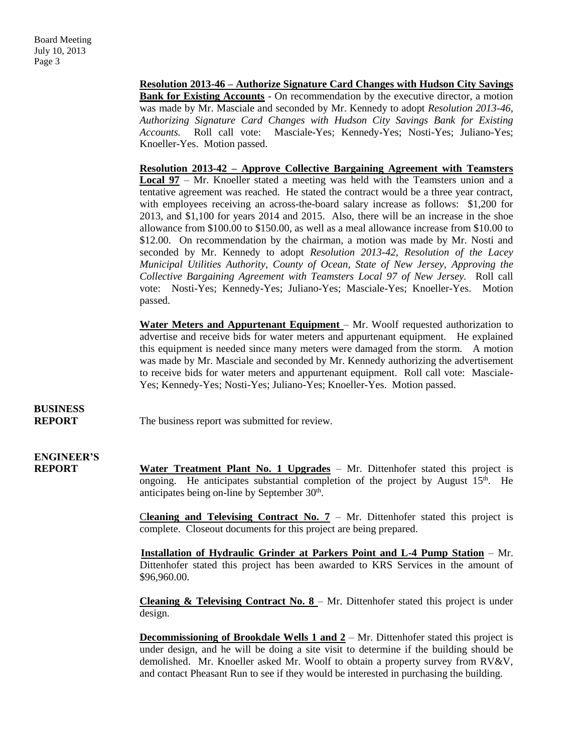**Resolution 2013-46 – Authorize Signature Card Changes with Hudson City Savings Bank for Existing Accounts** - On recommendation by the executive director, a motion was made by Mr. Masciale and seconded by Mr. Kennedy to adopt *Resolution 2013-46, Authorizing Signature Card Changes with Hudson City Savings Bank for Existing Accounts.* Roll call vote: Masciale-Yes; Kennedy-Yes; Nosti-Yes; Juliano-Yes; Knoeller-Yes. Motion passed.

**Resolution 2013-42 – Approve Collective Bargaining Agreement with Teamsters Local 97** – Mr. Knoeller stated a meeting was held with the Teamsters union and a tentative agreement was reached. He stated the contract would be a three year contract, with employees receiving an across-the-board salary increase as follows: $1,200 for 2013, and $1,100 for years 2014 and 2015. Also, there will be an increase in the shoe allowance from $100.00 to $150.00, as well as a meal allowance increase from $10.00 to $12.00. On recommendation by the chairman, a motion was made by Mr. Nosti and seconded by Mr. Kennedy to adopt *Resolution 2013-42, Resolution of the Lacey Municipal Utilities Authority, County of Ocean, State of New Jersey, Approving the Collective Bargaining Agreement with Teamsters Local 97 of New Jersey.* Roll call vote: Nosti-Yes; Kennedy-Yes; Juliano-Yes; Masciale-Yes; Knoeller-Yes. Motion passed.

**Water Meters and Appurtenant Equipment** – Mr. Woolf requested authorization to advertise and receive bids for water meters and appurtenant equipment. He explained this equipment is needed since many meters were damaged from the storm. A motion was made by Mr. Masciale and seconded by Mr. Kennedy authorizing the advertisement to receive bids for water meters and appurtenant equipment. Roll call vote: Masciale-Yes; Kennedy-Yes; Nosti-Yes; Juliano-Yes; Knoeller-Yes. Motion passed.

**BUSINESS REPORT**

The business report was submitted for review.

**ENGINEER'S REPORT**

**Water Treatment Plant No. 1 Upgrades** – Mr. Dittenhofer stated this project is ongoing. He anticipates substantial completion of the project by August 15th. He anticipates being on-line by September 30th.

**Cleaning and Televising Contract No. 7** – Mr. Dittenhofer stated this project is complete. Closeout documents for this project are being prepared.

**Installation of Hydraulic Grinder at Parkers Point and L-4 Pump Station** – Mr. Dittenhofer stated this project has been awarded to KRS Services in the amount of $96,960.00.

**Cleaning & Televising Contract No. 8** – Mr. Dittenhofer stated this project is under design.

**Decommissioning of Brookdale Wells 1 and 2** – Mr. Dittenhofer stated this project is under design, and he will be doing a site visit to determine if the building should be demolished. Mr. Knoeller asked Mr. Woolf to obtain a property survey from RV&V, and contact Pheasant Run to see if they would be interested in purchasing the building.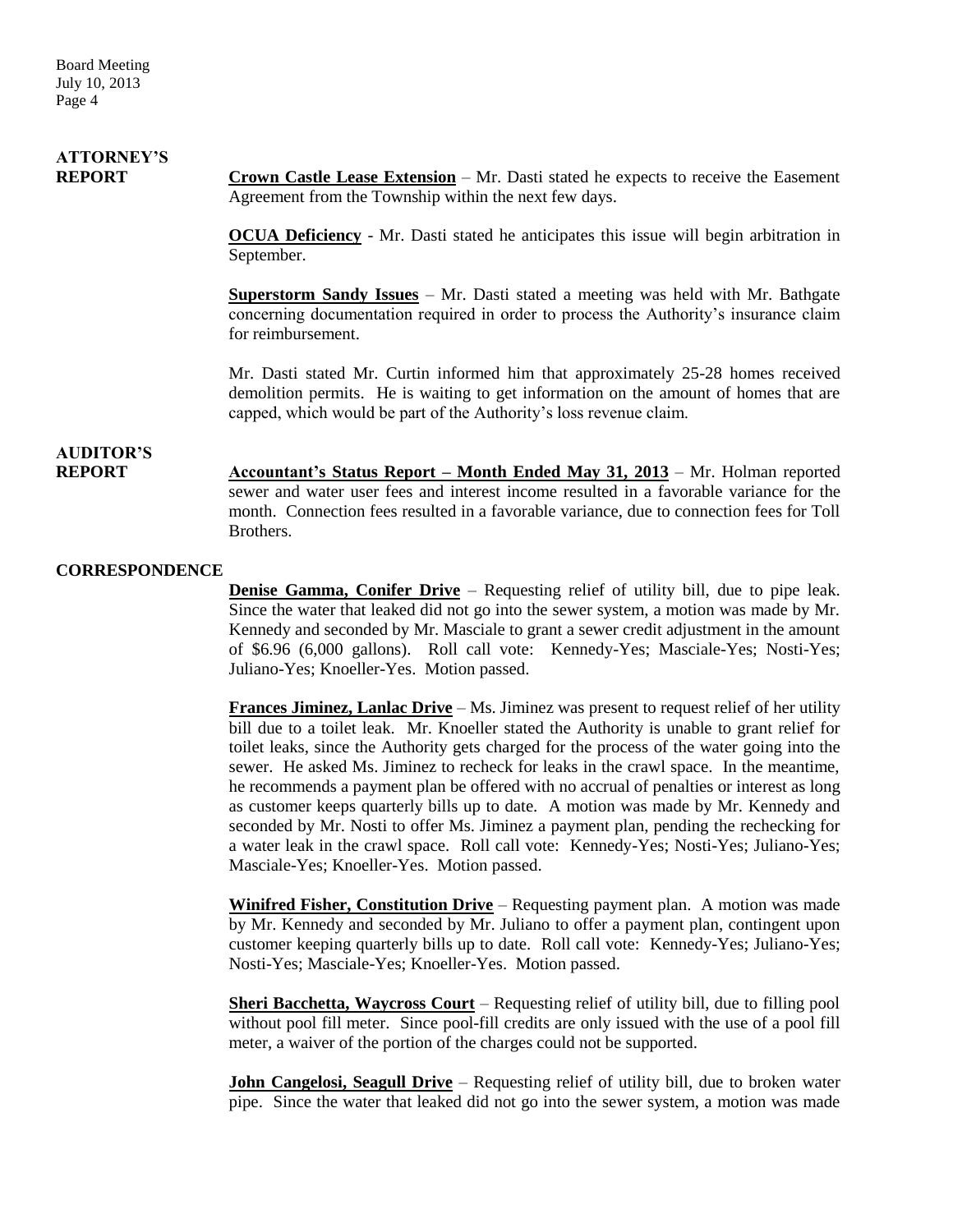## ATTORNEY'S REPORT

**Crown Castle Lease Extension** – Mr. Dasti stated he expects to receive the Easement Agreement from the Township within the next few days.

**OCUA Deficiency** - Mr. Dasti stated he anticipates this issue will begin arbitration in September.

**Superstorm Sandy Issues** – Mr. Dasti stated a meeting was held with Mr. Bathgate concerning documentation required in order to process the Authority's insurance claim for reimbursement.

Mr. Dasti stated Mr. Curtin informed him that approximately 25-28 homes received demolition permits. He is waiting to get information on the amount of homes that are capped, which would be part of the Authority's loss revenue claim.

## AUDITOR'S REPORT

**Accountant's Status Report – Month Ended May 31, 2013** – Mr. Holman reported sewer and water user fees and interest income resulted in a favorable variance for the month. Connection fees resulted in a favorable variance, due to connection fees for Toll Brothers.

## CORRESPONDENCE

**Denise Gamma, Conifer Drive** – Requesting relief of utility bill, due to pipe leak. Since the water that leaked did not go into the sewer system, a motion was made by Mr. Kennedy and seconded by Mr. Masciale to grant a sewer credit adjustment in the amount of $6.96 (6,000 gallons). Roll call vote: Kennedy-Yes; Masciale-Yes; Nosti-Yes; Juliano-Yes; Knoeller-Yes. Motion passed.

**Frances Jiminez, Lanlac Drive** – Ms. Jiminez was present to request relief of her utility bill due to a toilet leak. Mr. Knoeller stated the Authority is unable to grant relief for toilet leaks, since the Authority gets charged for the process of the water going into the sewer. He asked Ms. Jiminez to recheck for leaks in the crawl space. In the meantime, he recommends a payment plan be offered with no accrual of penalties or interest as long as customer keeps quarterly bills up to date. A motion was made by Mr. Kennedy and seconded by Mr. Nosti to offer Ms. Jiminez a payment plan, pending the rechecking for a water leak in the crawl space. Roll call vote: Kennedy-Yes; Nosti-Yes; Juliano-Yes; Masciale-Yes; Knoeller-Yes. Motion passed.

**Winifred Fisher, Constitution Drive** – Requesting payment plan. A motion was made by Mr. Kennedy and seconded by Mr. Juliano to offer a payment plan, contingent upon customer keeping quarterly bills up to date. Roll call vote: Kennedy-Yes; Juliano-Yes; Nosti-Yes; Masciale-Yes; Knoeller-Yes. Motion passed.

**Sheri Bacchetta, Waycross Court** – Requesting relief of utility bill, due to filling pool without pool fill meter. Since pool-fill credits are only issued with the use of a pool fill meter, a waiver of the portion of the charges could not be supported.

**John Cangelosi, Seagull Drive** – Requesting relief of utility bill, due to broken water pipe. Since the water that leaked did not go into the sewer system, a motion was made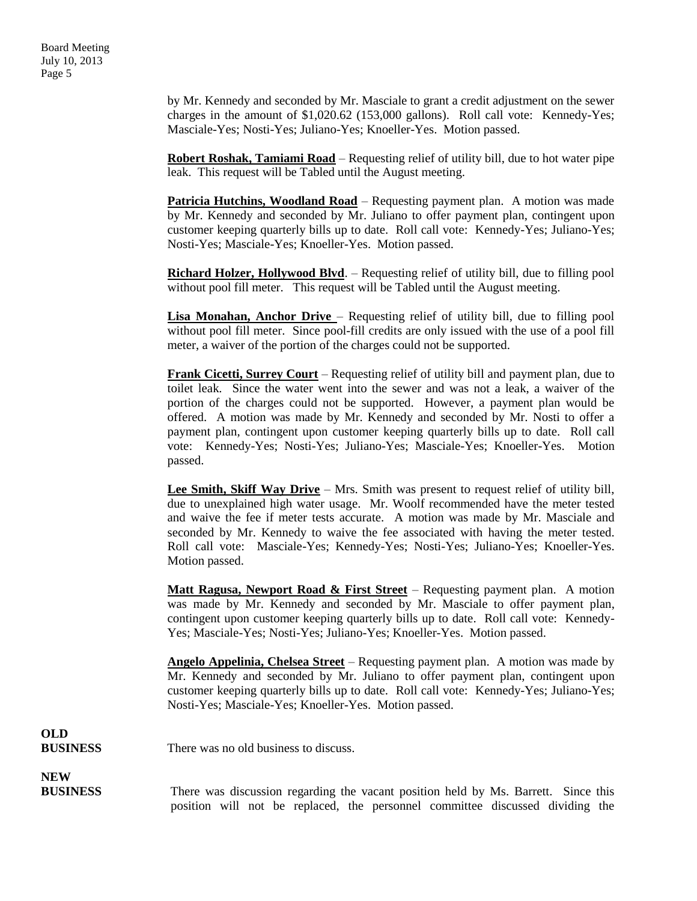by Mr. Kennedy and seconded by Mr. Masciale to grant a credit adjustment on the sewer charges in the amount of $1,020.62 (153,000 gallons). Roll call vote: Kennedy-Yes; Masciale-Yes; Nosti-Yes; Juliano-Yes; Knoeller-Yes. Motion passed.

**Robert Roshak, Tamiami Road** – Requesting relief of utility bill, due to hot water pipe leak. This request will be Tabled until the August meeting.

**Patricia Hutchins, Woodland Road** – Requesting payment plan. A motion was made by Mr. Kennedy and seconded by Mr. Juliano to offer payment plan, contingent upon customer keeping quarterly bills up to date. Roll call vote: Kennedy-Yes; Juliano-Yes; Nosti-Yes; Masciale-Yes; Knoeller-Yes. Motion passed.

**Richard Holzer, Hollywood Blvd**. – Requesting relief of utility bill, due to filling pool without pool fill meter. This request will be Tabled until the August meeting.

**Lisa Monahan, Anchor Drive** – Requesting relief of utility bill, due to filling pool without pool fill meter. Since pool-fill credits are only issued with the use of a pool fill meter, a waiver of the portion of the charges could not be supported.

**Frank Cicetti, Surrey Court** – Requesting relief of utility bill and payment plan, due to toilet leak. Since the water went into the sewer and was not a leak, a waiver of the portion of the charges could not be supported. However, a payment plan would be offered. A motion was made by Mr. Kennedy and seconded by Mr. Nosti to offer a payment plan, contingent upon customer keeping quarterly bills up to date. Roll call vote: Kennedy-Yes; Nosti-Yes; Juliano-Yes; Masciale-Yes; Knoeller-Yes. Motion passed.

**Lee Smith, Skiff Way Drive** – Mrs. Smith was present to request relief of utility bill, due to unexplained high water usage. Mr. Woolf recommended have the meter tested and waive the fee if meter tests accurate. A motion was made by Mr. Masciale and seconded by Mr. Kennedy to waive the fee associated with having the meter tested. Roll call vote: Masciale-Yes; Kennedy-Yes; Nosti-Yes; Juliano-Yes; Knoeller-Yes. Motion passed.

**Matt Ragusa, Newport Road & First Street** – Requesting payment plan. A motion was made by Mr. Kennedy and seconded by Mr. Masciale to offer payment plan, contingent upon customer keeping quarterly bills up to date. Roll call vote: Kennedy-Yes; Masciale-Yes; Nosti-Yes; Juliano-Yes; Knoeller-Yes. Motion passed.

**Angelo Appelinia, Chelsea Street** – Requesting payment plan. A motion was made by Mr. Kennedy and seconded by Mr. Juliano to offer payment plan, contingent upon customer keeping quarterly bills up to date. Roll call vote: Kennedy-Yes; Juliano-Yes; Nosti-Yes; Masciale-Yes; Knoeller-Yes. Motion passed.

**OLD BUSINESS**

There was no old business to discuss.

**NEW BUSINESS**

There was discussion regarding the vacant position held by Ms. Barrett. Since this position will not be replaced, the personnel committee discussed dividing the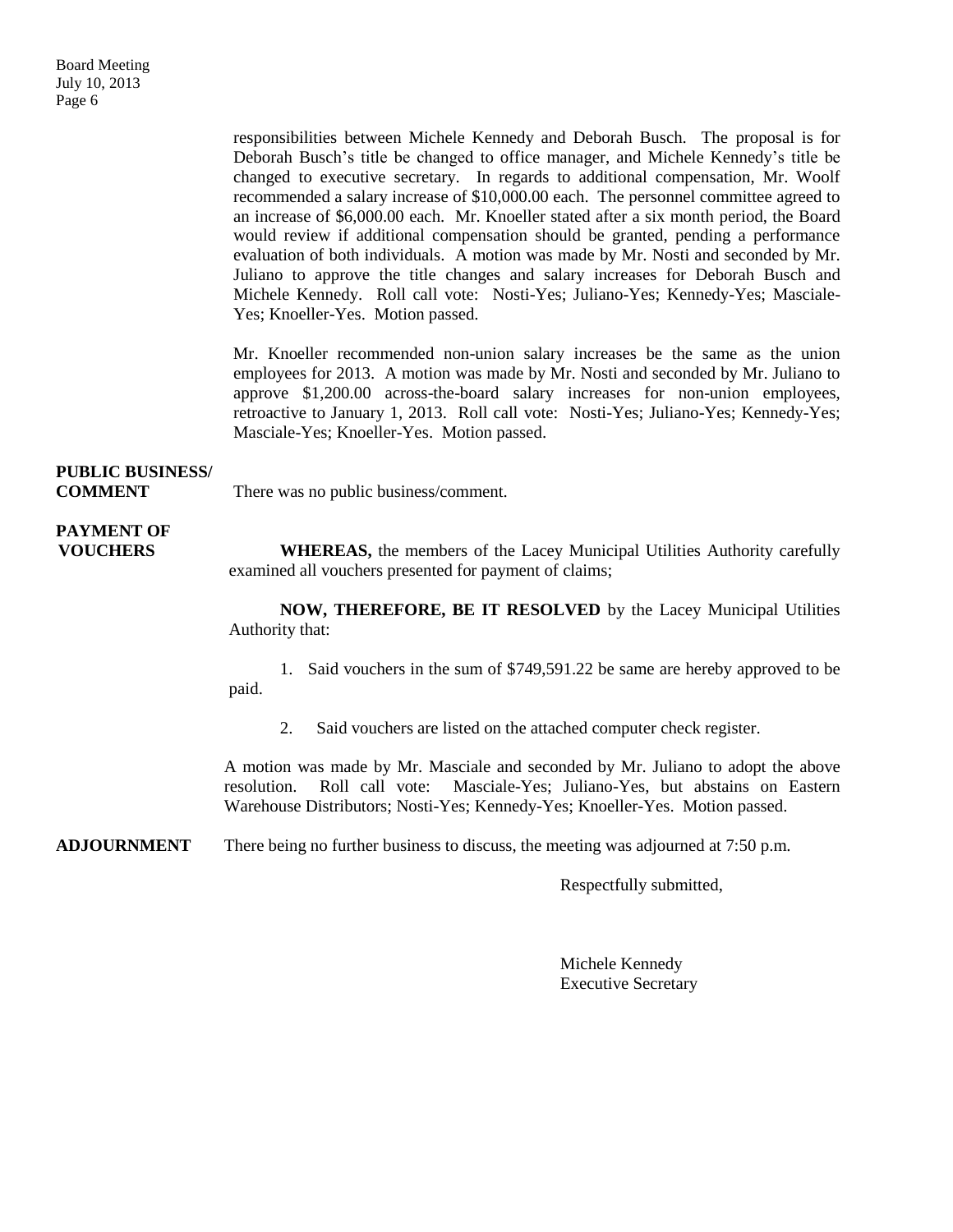responsibilities between Michele Kennedy and Deborah Busch. The proposal is for Deborah Busch's title be changed to office manager, and Michele Kennedy's title be changed to executive secretary. In regards to additional compensation, Mr. Woolf recommended a salary increase of $10,000.00 each. The personnel committee agreed to an increase of $6,000.00 each. Mr. Knoeller stated after a six month period, the Board would review if additional compensation should be granted, pending a performance evaluation of both individuals. A motion was made by Mr. Nosti and seconded by Mr. Juliano to approve the title changes and salary increases for Deborah Busch and Michele Kennedy. Roll call vote: Nosti-Yes; Juliano-Yes; Kennedy-Yes; Masciale-Yes; Knoeller-Yes. Motion passed.

Mr. Knoeller recommended non-union salary increases be the same as the union employees for 2013. A motion was made by Mr. Nosti and seconded by Mr. Juliano to approve $1,200.00 across-the-board salary increases for non-union employees, retroactive to January 1, 2013. Roll call vote: Nosti-Yes; Juliano-Yes; Kennedy-Yes; Masciale-Yes; Knoeller-Yes. Motion passed.

**PUBLIC BUSINESS/ COMMENT**

There was no public business/comment.

**PAYMENT OF VOUCHERS**

**WHEREAS,** the members of the Lacey Municipal Utilities Authority carefully examined all vouchers presented for payment of claims;

**NOW, THEREFORE, BE IT RESOLVED** by the Lacey Municipal Utilities Authority that:

1. Said vouchers in the sum of $749,591.22 be same are hereby approved to be paid.
2. Said vouchers are listed on the attached computer check register.

A motion was made by Mr. Masciale and seconded by Mr. Juliano to adopt the above resolution. Roll call vote: Masciale-Yes; Juliano-Yes, but abstains on Eastern Warehouse Distributors; Nosti-Yes; Kennedy-Yes; Knoeller-Yes. Motion passed.

**ADJOURNMENT**

There being no further business to discuss, the meeting was adjourned at 7:50 p.m.

Respectfully submitted,

Michele Kennedy
Executive Secretary